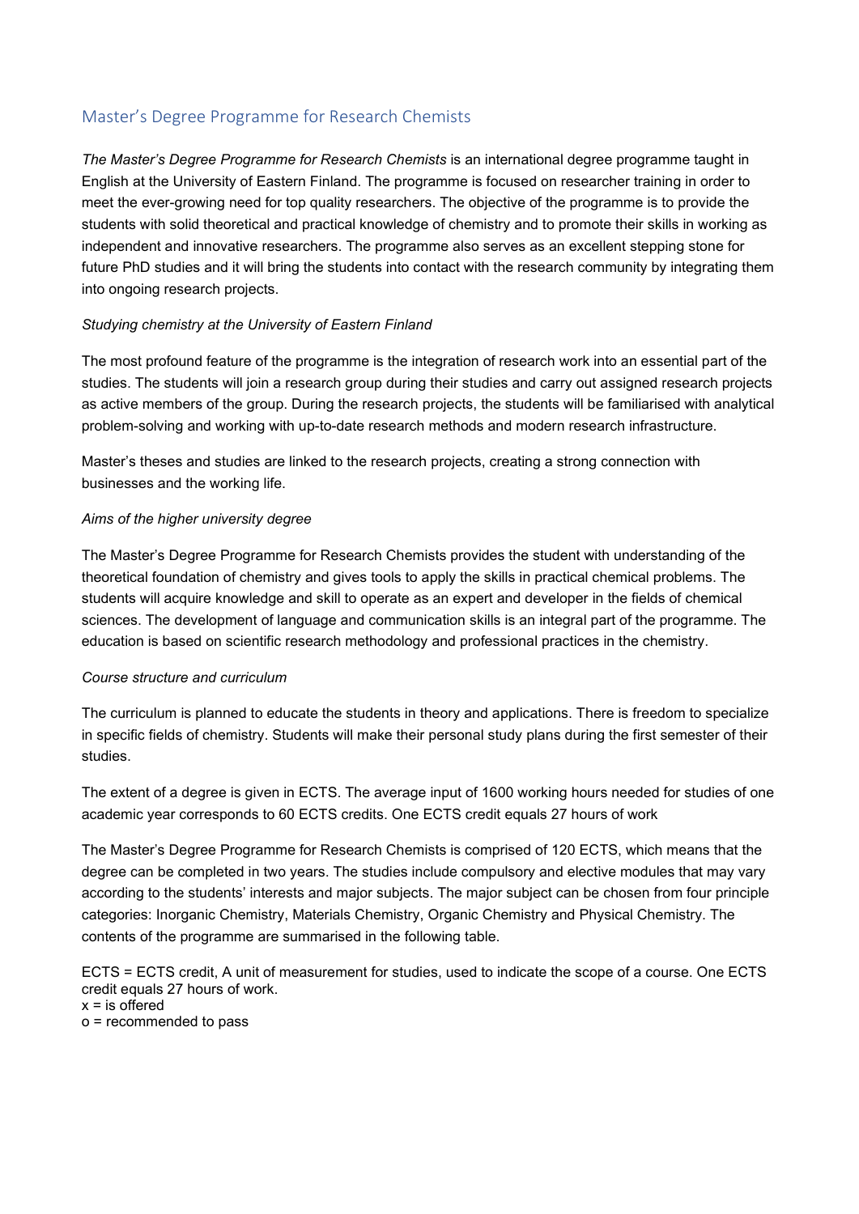## Master's Degree Programme for Research Chemists

*The Master's Degree Programme for Research Chemists* is an international degree programme taught in English at the University of Eastern Finland. The programme is focused on researcher training in order to meet the ever-growing need for top quality researchers. The objective of the programme is to provide the students with solid theoretical and practical knowledge of chemistry and to promote their skills in working as independent and innovative researchers. The programme also serves as an excellent stepping stone for future PhD studies and it will bring the students into contact with the research community by integrating them into ongoing research projects.

*Studying chemistry at the University of Eastern Finland*

The most profound feature of the programme is the integration of research work into an essential part of the studies. The students will join a research group during their studies and carry out assigned research projects as active members of the group. During the research projects, the students will be familiarised with analytical problem-solving and working with up-to-date research methods and modern research infrastructure.

Master's theses and studies are linked to the research projects, creating a strong connection with businesses and the working life.

*Aims of the higher university degree*

The Master's Degree Programme for Research Chemists provides the student with understanding of the theoretical foundation of chemistry and gives tools to apply the skills in practical chemical problems. The students will acquire knowledge and skill to operate as an expert and developer in the fields of chemical sciences. The development of language and communication skills is an integral part of the programme. The education is based on scientific research methodology and professional practices in the chemistry.

*Course structure and curriculum*

The curriculum is planned to educate the students in theory and applications. There is freedom to specialize in specific fields of chemistry. Students will make their personal study plans during the first semester of their studies.

The extent of a degree is given in ECTS. The average input of 1600 working hours needed for studies of one academic year corresponds to 60 ECTS credits. One ECTS credit equals 27 hours of work

The Master's Degree Programme for Research Chemists is comprised of 120 ECTS, which means that the degree can be completed in two years. The studies include compulsory and elective modules that may vary according to the students' interests and major subjects. The major subject can be chosen from four principle categories: Inorganic Chemistry, Materials Chemistry, Organic Chemistry and Physical Chemistry. The contents of the programme are summarised in the following table.

ECTS = ECTS credit, A unit of measurement for studies, used to indicate the scope of a course. One ECTS credit equals 27 hours of work.
x = is offered
o = recommended to pass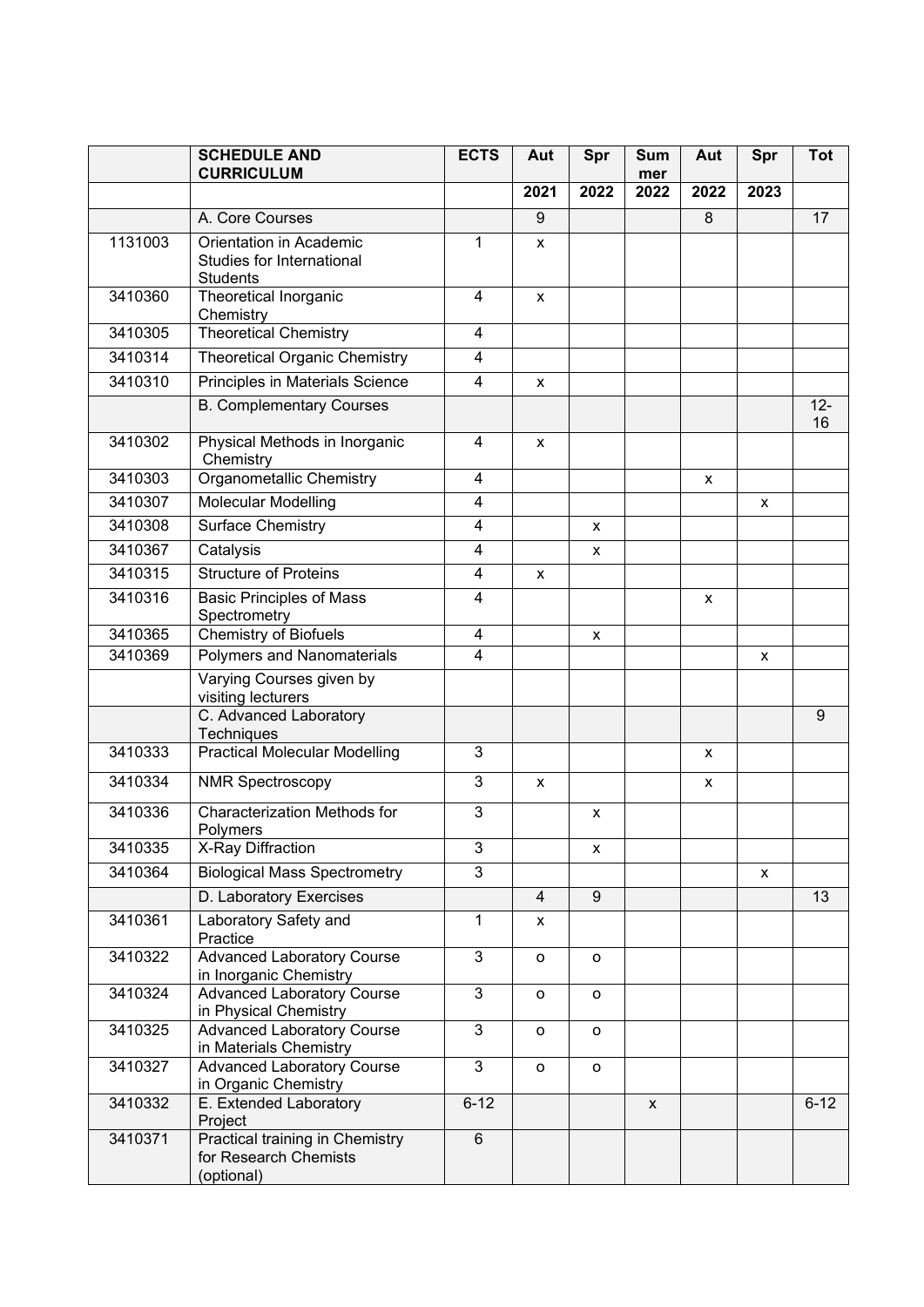| | SCHEDULE AND CURRICULUM | ECTS | Aut | Spr | Summer | Aut | Spr | Tot |
|---|---|---|---|---|---|---|---|---|
| | | | 2021 | 2022 | 2022 | 2022 | 2023 | |
| | A. Core Courses | | 9 | | | 8 | | 17 |
| 1131003 | Orientation in Academic Studies for International Students | 1 | x | | | | | |
| 3410360 | Theoretical Inorganic Chemistry | 4 | x | | | | | |
| 3410305 | Theoretical Chemistry | 4 | | | | | | |
| 3410314 | Theoretical Organic Chemistry | 4 | | | | | | |
| 3410310 | Principles in Materials Science | 4 | x | | | | | |
| | B. Complementary Courses | | | | | | | 12-16 |
| 3410302 | Physical Methods in Inorganic Chemistry | 4 | x | | | | | |
| 3410303 | Organometallic Chemistry | 4 | | | | x | | |
| 3410307 | Molecular Modelling | 4 | | | | | x | |
| 3410308 | Surface Chemistry | 4 | | x | | | | |
| 3410367 | Catalysis | 4 | | x | | | | |
| 3410315 | Structure of Proteins | 4 | x | | | | | |
| 3410316 | Basic Principles of Mass Spectrometry | 4 | | | | x | | |
| 3410365 | Chemistry of Biofuels | 4 | | x | | | | |
| 3410369 | Polymers and Nanomaterials | 4 | | | | | x | |
| | Varying Courses given by visiting lecturers | | | | | | | |
| | C. Advanced Laboratory Techniques | | | | | | | 9 |
| 3410333 | Practical Molecular Modelling | 3 | | | | x | | |
| 3410334 | NMR Spectroscopy | 3 | x | | | x | | |
| 3410336 | Characterization Methods for Polymers | 3 | | x | | | | |
| 3410335 | X-Ray Diffraction | 3 | | x | | | | |
| 3410364 | Biological Mass Spectrometry | 3 | | | | | x | |
| | D. Laboratory Exercises | | 4 | 9 | | | | 13 |
| 3410361 | Laboratory Safety and Practice | 1 | x | | | | | |
| 3410322 | Advanced Laboratory Course in Inorganic Chemistry | 3 | o | o | | | | |
| 3410324 | Advanced Laboratory Course in Physical Chemistry | 3 | o | o | | | | |
| 3410325 | Advanced Laboratory Course in Materials Chemistry | 3 | o | o | | | | |
| 3410327 | Advanced Laboratory Course in Organic Chemistry | 3 | o | o | | | | |
| 3410332 | E. Extended Laboratory Project | 6-12 | | | x | | | 6-12 |
| 3410371 | Practical training in Chemistry for Research Chemists (optional) | 6 | | | | | | |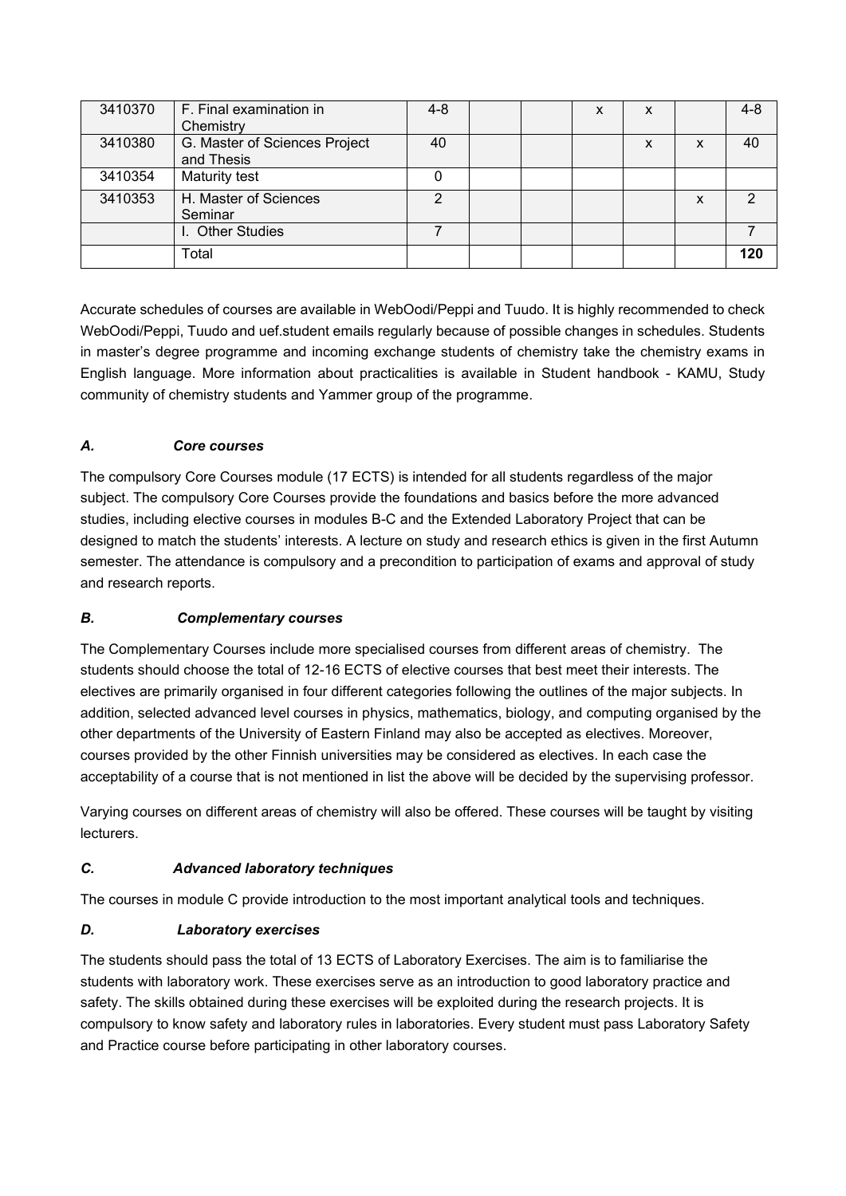| | | | | | | | | |
|---|---|---|---|---|---|---|---|---|
| 3410370 | F. Final examination in Chemistry | 4-8 | | | x | x | | 4-8 |
| 3410380 | G. Master of Sciences Project and Thesis | 40 | | | | x | x | 40 |
| 3410354 | Maturity test | 0 | | | | | | |
| 3410353 | H. Master of Sciences Seminar | 2 | | | | | x | 2 |
| | I. Other Studies | 7 | | | | | | 7 |
| | Total | | | | | | | **120** |

Accurate schedules of courses are available in WebOodi/Peppi and Tuudo. It is highly recommended to check WebOodi/Peppi, Tuudo and uef.student emails regularly because of possible changes in schedules. Students in master's degree programme and incoming exchange students of chemistry take the chemistry exams in English language. More information about practicalities is available in Student handbook - KAMU, Study community of chemistry students and Yammer group of the programme.

### *A. Core courses*

The compulsory Core Courses module (17 ECTS) is intended for all students regardless of the major subject. The compulsory Core Courses provide the foundations and basics before the more advanced studies, including elective courses in modules B-C and the Extended Laboratory Project that can be designed to match the students' interests. A lecture on study and research ethics is given in the first Autumn semester. The attendance is compulsory and a precondition to participation of exams and approval of study and research reports.

### *B. Complementary courses*

The Complementary Courses include more specialised courses from different areas of chemistry. The students should choose the total of 12-16 ECTS of elective courses that best meet their interests. The electives are primarily organised in four different categories following the outlines of the major subjects. In addition, selected advanced level courses in physics, mathematics, biology, and computing organised by the other departments of the University of Eastern Finland may also be accepted as electives. Moreover, courses provided by the other Finnish universities may be considered as electives. In each case the acceptability of a course that is not mentioned in list the above will be decided by the supervising professor.

Varying courses on different areas of chemistry will also be offered. These courses will be taught by visiting lecturers.

### *C. Advanced laboratory techniques*

The courses in module C provide introduction to the most important analytical tools and techniques.

### *D. Laboratory exercises*

The students should pass the total of 13 ECTS of Laboratory Exercises. The aim is to familiarise the students with laboratory work. These exercises serve as an introduction to good laboratory practice and safety. The skills obtained during these exercises will be exploited during the research projects. It is compulsory to know safety and laboratory rules in laboratories. Every student must pass Laboratory Safety and Practice course before participating in other laboratory courses.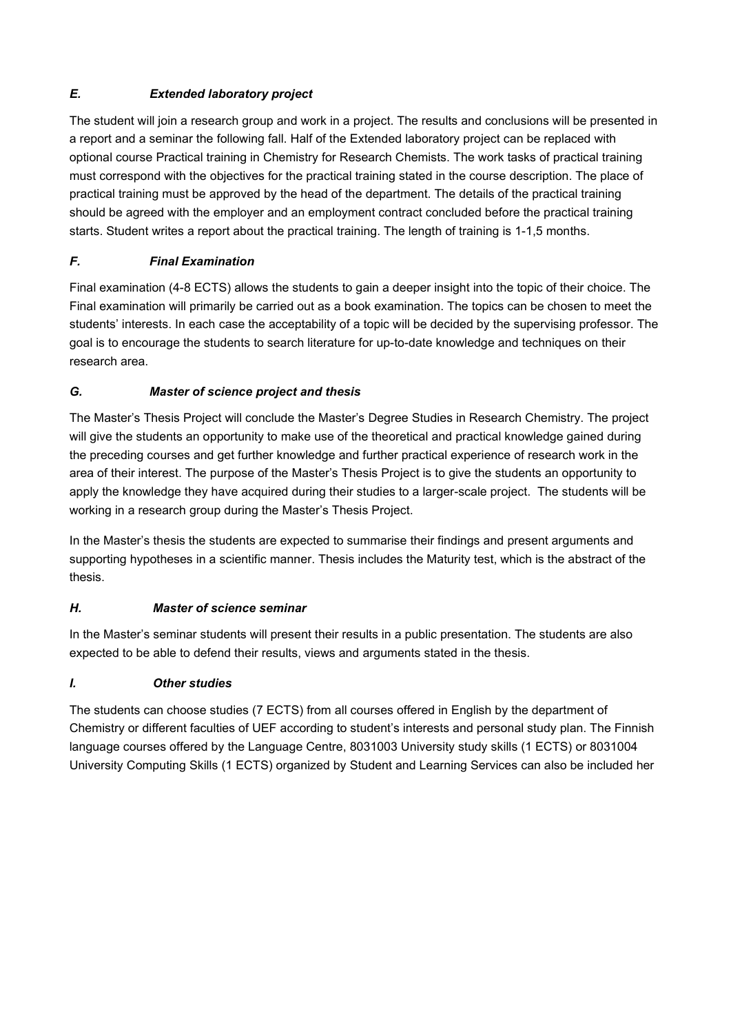### *E. Extended laboratory project*

The student will join a research group and work in a project. The results and conclusions will be presented in a report and a seminar the following fall. Half of the Extended laboratory project can be replaced with optional course Practical training in Chemistry for Research Chemists. The work tasks of practical training must correspond with the objectives for the practical training stated in the course description. The place of practical training must be approved by the head of the department. The details of the practical training should be agreed with the employer and an employment contract concluded before the practical training starts. Student writes a report about the practical training. The length of training is 1-1,5 months.

### *F. Final Examination*

Final examination (4-8 ECTS) allows the students to gain a deeper insight into the topic of their choice. The Final examination will primarily be carried out as a book examination. The topics can be chosen to meet the students' interests. In each case the acceptability of a topic will be decided by the supervising professor. The goal is to encourage the students to search literature for up-to-date knowledge and techniques on their research area.

### *G. Master of science project and thesis*

The Master's Thesis Project will conclude the Master's Degree Studies in Research Chemistry. The project will give the students an opportunity to make use of the theoretical and practical knowledge gained during the preceding courses and get further knowledge and further practical experience of research work in the area of their interest. The purpose of the Master's Thesis Project is to give the students an opportunity to apply the knowledge they have acquired during their studies to a larger-scale project. The students will be working in a research group during the Master's Thesis Project.

In the Master's thesis the students are expected to summarise their findings and present arguments and supporting hypotheses in a scientific manner. Thesis includes the Maturity test, which is the abstract of the thesis.

### *H. Master of science seminar*

In the Master's seminar students will present their results in a public presentation. The students are also expected to be able to defend their results, views and arguments stated in the thesis.

### *I. Other studies*

The students can choose studies (7 ECTS) from all courses offered in English by the department of Chemistry or different faculties of UEF according to student's interests and personal study plan. The Finnish language courses offered by the Language Centre, 8031003 University study skills (1 ECTS) or 8031004 University Computing Skills (1 ECTS) organized by Student and Learning Services can also be included her